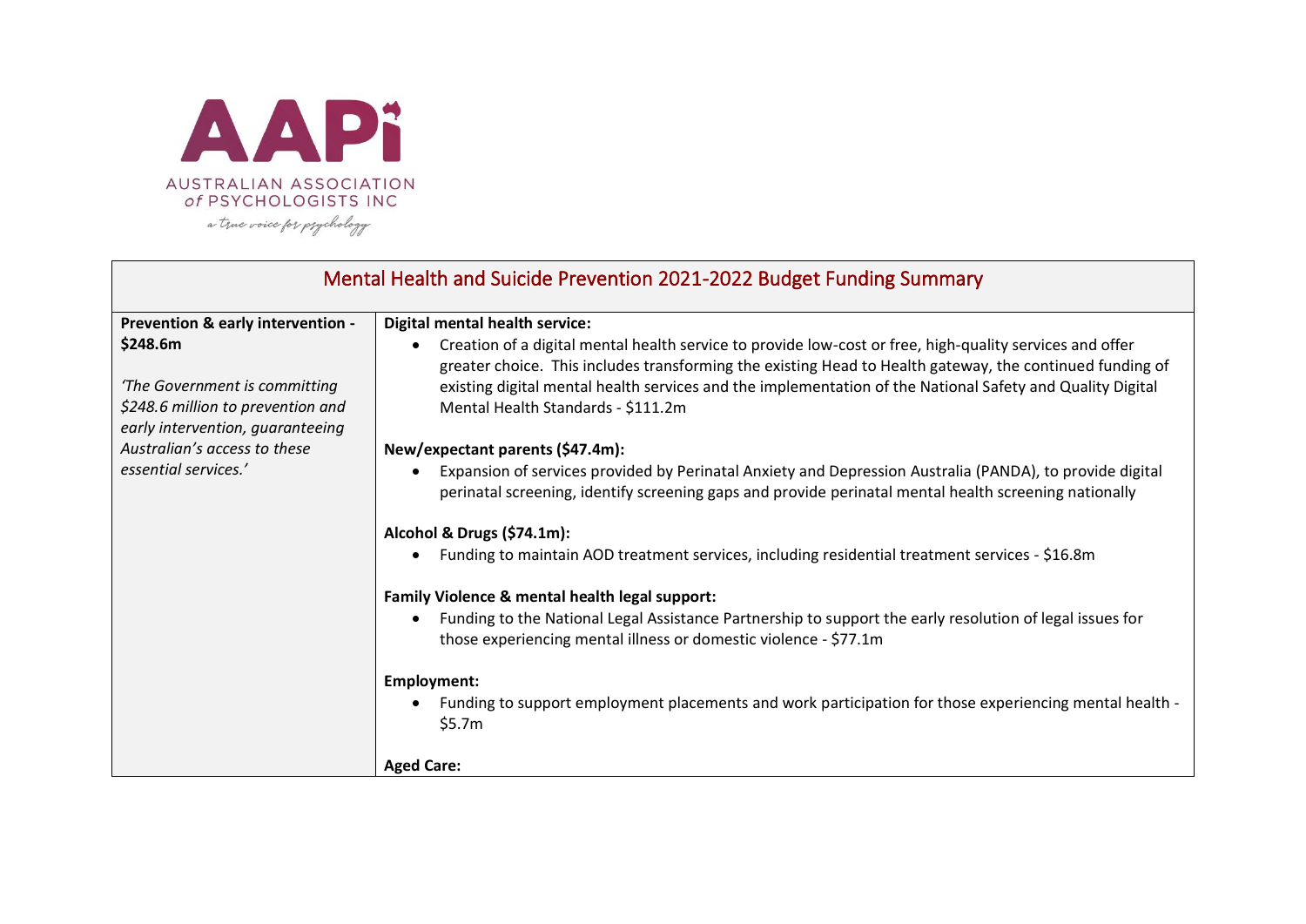AAPi

AUSTRALIAN ASSOCIATION of PSYCHOLOGISTS INC

a true voice for psychology

## Mental Health and Suicide Prevention 2021-2022 Budget Funding Summary

| | |
|---|---|
| **Prevention & early intervention - $248.6m**<br><br>*'The Government is committing $248.6 million to prevention and early intervention, guaranteeing Australian's access to these essential services.'* | **Digital mental health service:**<br>• Creation of a digital mental health service to provide low-cost or free, high-quality services and offer greater choice. This includes transforming the existing Head to Health gateway, the continued funding of existing digital mental health services and the implementation of the National Safety and Quality Digital Mental Health Standards - $111.2m<br><br>**New/expectant parents ($47.4m):**<br>• Expansion of services provided by Perinatal Anxiety and Depression Australia (PANDA), to provide digital perinatal screening, identify screening gaps and provide perinatal mental health screening nationally<br><br>**Alcohol & Drugs ($74.1m):**<br>• Funding to maintain AOD treatment services, including residential treatment services - $16.8m<br><br>**Family Violence & mental health legal support:**<br>• Funding to the National Legal Assistance Partnership to support the early resolution of legal issues for those experiencing mental illness or domestic violence - $77.1m<br><br>**Employment:**<br>• Funding to support employment placements and work participation for those experiencing mental health - $5.7m<br><br>**Aged Care:** |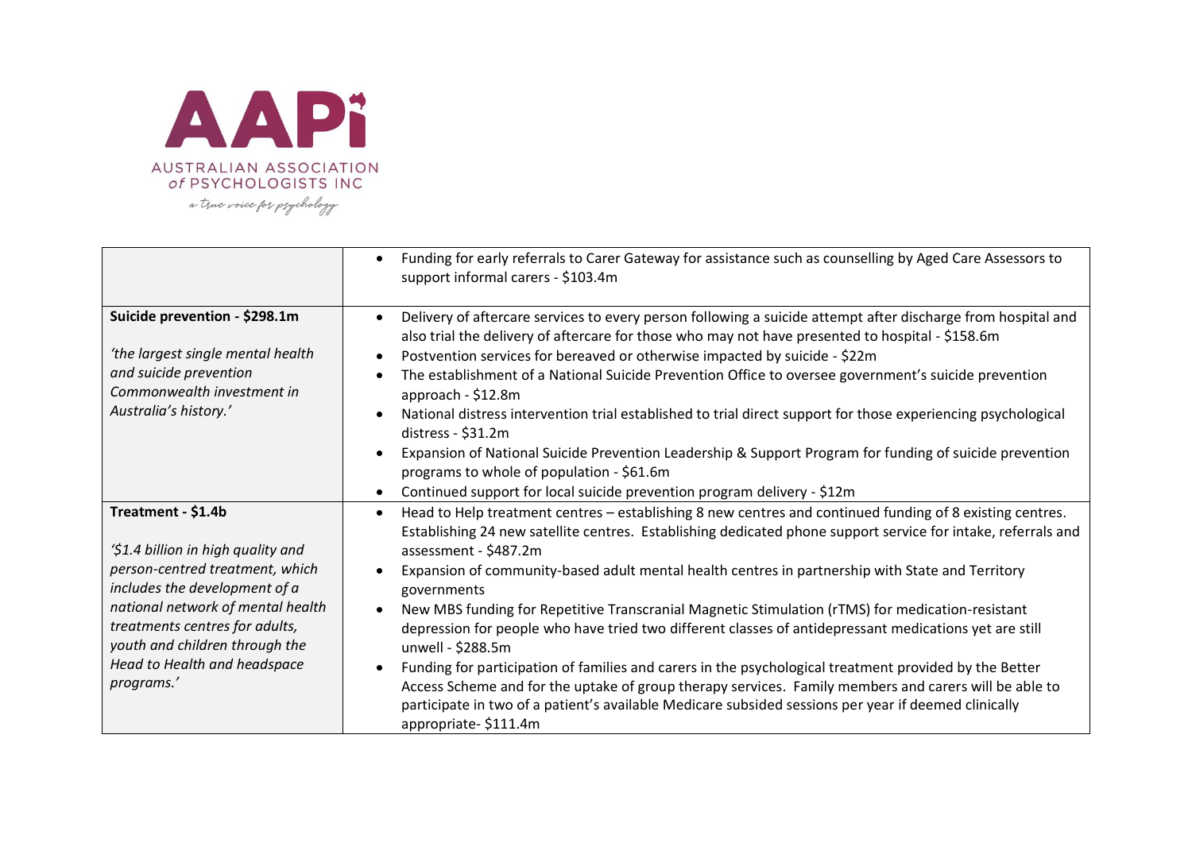| | |
|---|---|
| | • Funding for early referrals to Carer Gateway for assistance such as counselling by Aged Care Assessors to support informal carers - $103.4m |
| **Suicide prevention - $298.1m**<br><br>*'the largest single mental health and suicide prevention Commonwealth investment in Australia's history.'* | • Delivery of aftercare services to every person following a suicide attempt after discharge from hospital and also trial the delivery of aftercare for those who may not have presented to hospital - $158.6m<br>• Postvention services for bereaved or otherwise impacted by suicide - $22m<br>• The establishment of a National Suicide Prevention Office to oversee government's suicide prevention approach - $12.8m<br>• National distress intervention trial established to trial direct support for those experiencing psychological distress - $31.2m<br>• Expansion of National Suicide Prevention Leadership & Support Program for funding of suicide prevention programs to whole of population - $61.6m<br>• Continued support for local suicide prevention program delivery - $12m |
| **Treatment - $1.4b**<br><br>*'$1.4 billion in high quality and person-centred treatment, which includes the development of a national network of mental health treatments centres for adults, youth and children through the Head to Health and headspace programs.'* | • Head to Help treatment centres – establishing 8 new centres and continued funding of 8 existing centres. Establishing 24 new satellite centres. Establishing dedicated phone support service for intake, referrals and assessment - $487.2m<br>• Expansion of community-based adult mental health centres in partnership with State and Territory governments<br>• New MBS funding for Repetitive Transcranial Magnetic Stimulation (rTMS) for medication-resistant depression for people who have tried two different classes of antidepressant medications yet are still unwell - $288.5m<br>• Funding for participation of families and carers in the psychological treatment provided by the Better Access Scheme and for the uptake of group therapy services. Family members and carers will be able to participate in two of a patient's available Medicare subsided sessions per year if deemed clinically appropriate- $111.4m |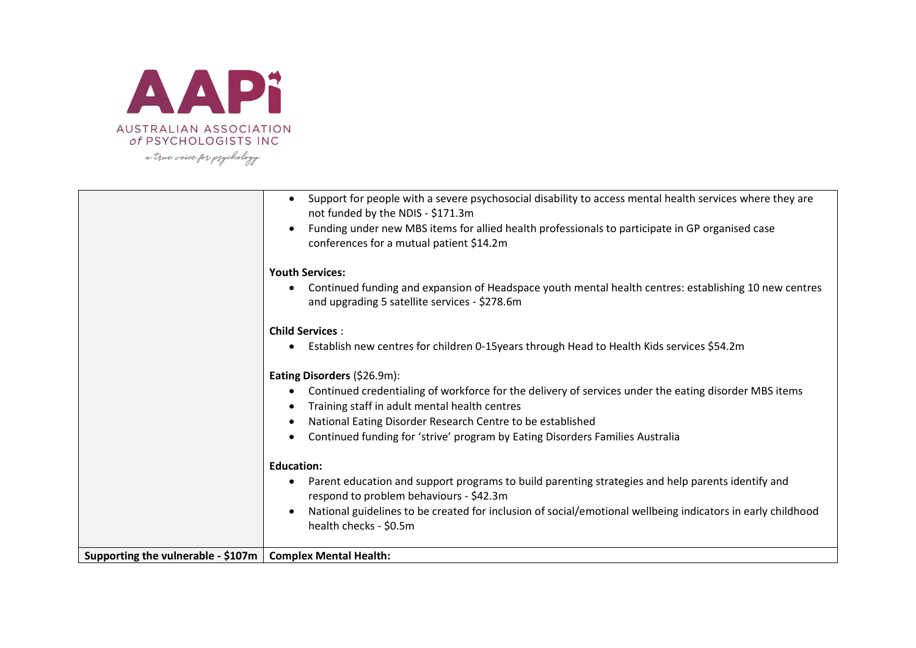| | |
|---|---|
| | • Support for people with a severe psychosocial disability to access mental health services where they are not funded by the NDIS - $171.3m<br>• Funding under new MBS items for allied health professionals to participate in GP organised case conferences for a mutual patient $14.2m<br><br>**Youth Services:**<br>• Continued funding and expansion of Headspace youth mental health centres: establishing 10 new centres and upgrading 5 satellite services - $278.6m<br><br>**Child Services** :<br>• Establish new centres for children 0-15years through Head to Health Kids services $54.2m<br><br>**Eating Disorders** ($26.9m):<br>• Continued credentialing of workforce for the delivery of services under the eating disorder MBS items<br>• Training staff in adult mental health centres<br>• National Eating Disorder Research Centre to be established<br>• Continued funding for 'strive' program by Eating Disorders Families Australia<br><br>**Education:**<br>• Parent education and support programs to build parenting strategies and help parents identify and respond to problem behaviours - $42.3m<br>• National guidelines to be created for inclusion of social/emotional wellbeing indicators in early childhood health checks - $0.5m |
| **Supporting the vulnerable - $107m** | **Complex Mental Health:** |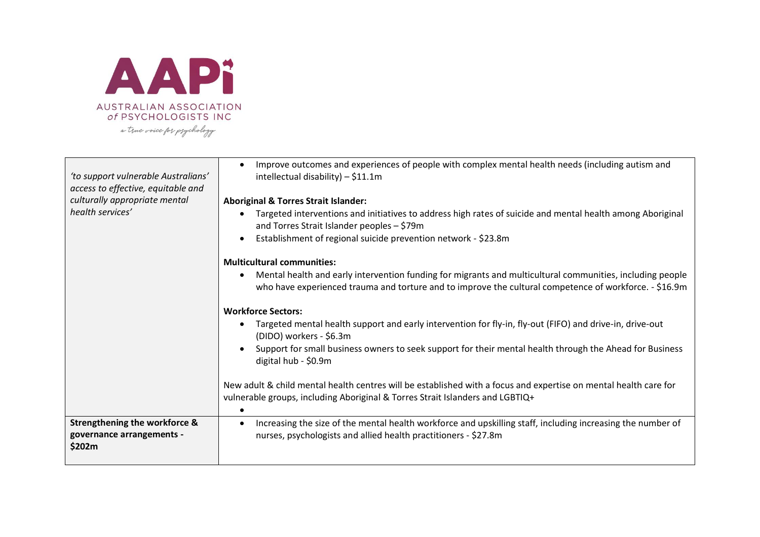| | |
|---|---|
| *'to support vulnerable Australians' access to effective, equitable and culturally appropriate mental health services'* | • Improve outcomes and experiences of people with complex mental health needs (including autism and intellectual disability) – $11.1m<br><br>**Aboriginal & Torres Strait Islander:**<br>• Targeted interventions and initiatives to address high rates of suicide and mental health among Aboriginal and Torres Strait Islander peoples – $79m<br>• Establishment of regional suicide prevention network - $23.8m<br><br>**Multicultural communities:**<br>• Mental health and early intervention funding for migrants and multicultural communities, including people who have experienced trauma and torture and to improve the cultural competence of workforce. - $16.9m<br><br>**Workforce Sectors:**<br>• Targeted mental health support and early intervention for fly-in, fly-out (FIFO) and drive-in, drive-out (DIDO) workers - $6.3m<br>• Support for small business owners to seek support for their mental health through the Ahead for Business digital hub - $0.9m<br><br>New adult & child mental health centres will be established with a focus and expertise on mental health care for vulnerable groups, including Aboriginal & Torres Strait Islanders and LGBTIQ+<br>• |
| **Strengthening the workforce & governance arrangements - $202m** | • Increasing the size of the mental health workforce and upskilling staff, including increasing the number of nurses, psychologists and allied health practitioners - $27.8m |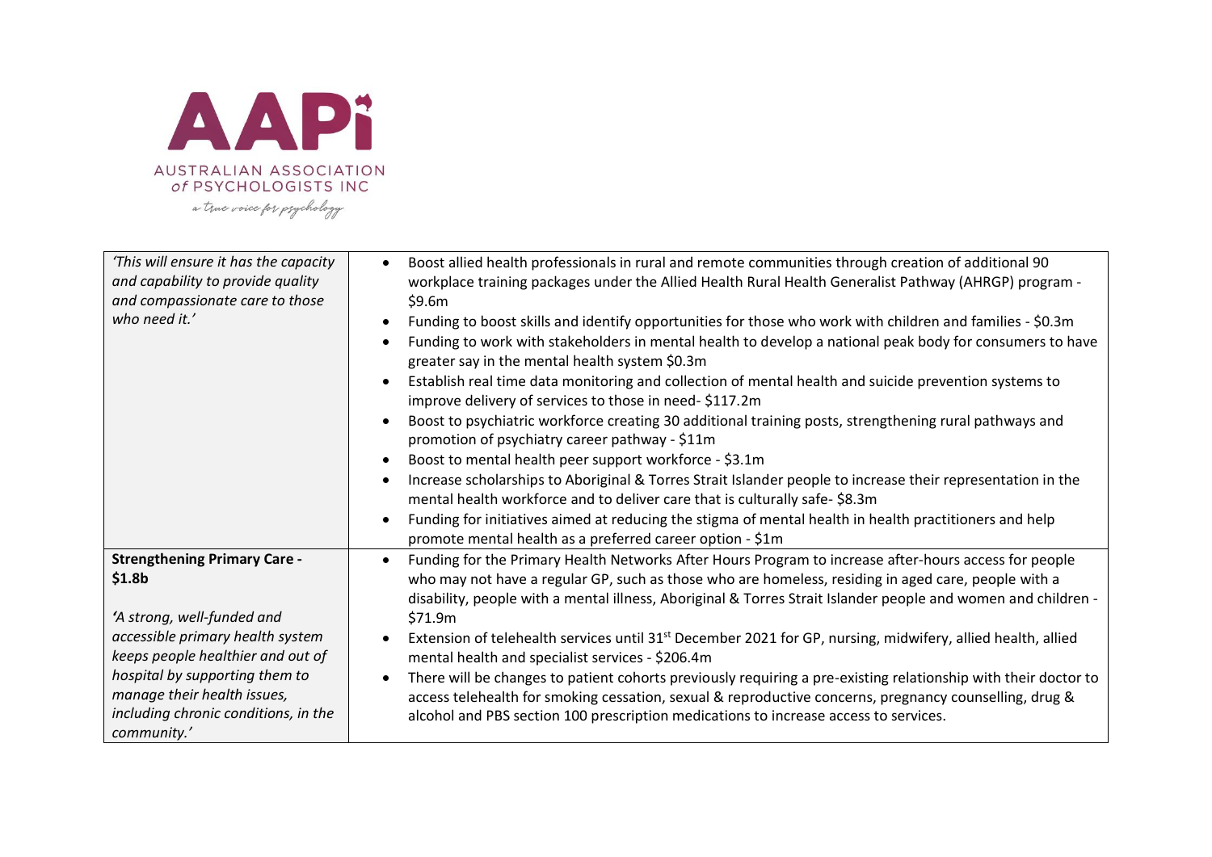AAPi
AUSTRALIAN ASSOCIATION of PSYCHOLOGISTS INC
a true voice for psychology

| | |
|---|---|
| *'This will ensure it has the capacity and capability to provide quality and compassionate care to those who need it.'* | • Boost allied health professionals in rural and remote communities through creation of additional 90 workplace training packages under the Allied Health Rural Health Generalist Pathway (AHRGP) program - \$9.6m<br>• Funding to boost skills and identify opportunities for those who work with children and families - \$0.3m<br>• Funding to work with stakeholders in mental health to develop a national peak body for consumers to have greater say in the mental health system \$0.3m<br>• Establish real time data monitoring and collection of mental health and suicide prevention systems to improve delivery of services to those in need- \$117.2m<br>• Boost to psychiatric workforce creating 30 additional training posts, strengthening rural pathways and promotion of psychiatry career pathway - \$11m<br>• Boost to mental health peer support workforce - \$3.1m<br>• Increase scholarships to Aboriginal & Torres Strait Islander people to increase their representation in the mental health workforce and to deliver care that is culturally safe- \$8.3m<br>• Funding for initiatives aimed at reducing the stigma of mental health in health practitioners and help promote mental health as a preferred career option - \$1m |
| **Strengthening Primary Care - \$1.8b**<br><br>*'A strong, well-funded and accessible primary health system keeps people healthier and out of hospital by supporting them to manage their health issues, including chronic conditions, in the community.'* | • Funding for the Primary Health Networks After Hours Program to increase after-hours access for people who may not have a regular GP, such as those who are homeless, residing in aged care, people with a disability, people with a mental illness, Aboriginal & Torres Strait Islander people and women and children - \$71.9m<br>• Extension of telehealth services until 31st December 2021 for GP, nursing, midwifery, allied health, allied mental health and specialist services - \$206.4m<br>• There will be changes to patient cohorts previously requiring a pre-existing relationship with their doctor to access telehealth for smoking cessation, sexual & reproductive concerns, pregnancy counselling, drug & alcohol and PBS section 100 prescription medications to increase access to services. |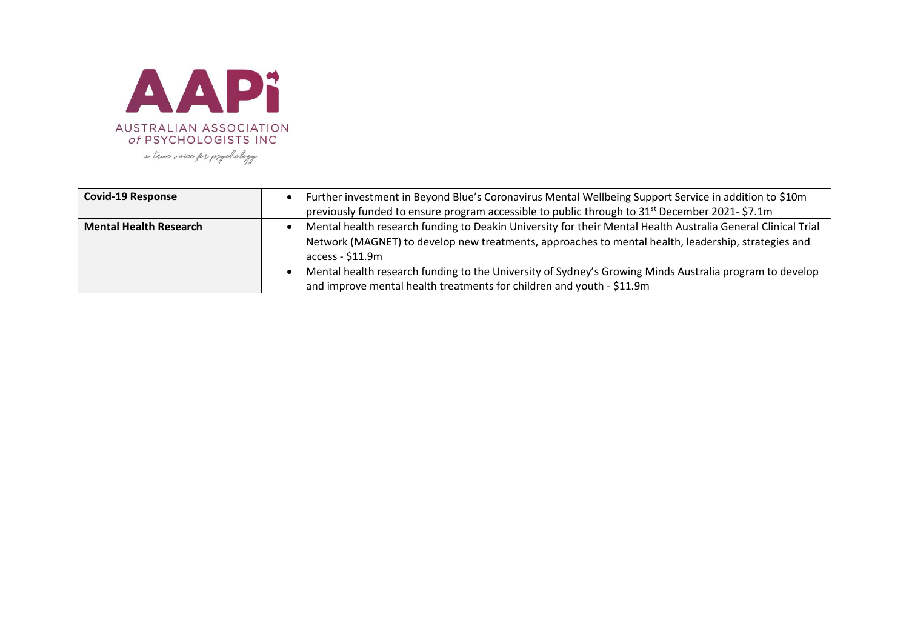| | |
|---|---|
| **Covid-19 Response** | • Further investment in Beyond Blue's Coronavirus Mental Wellbeing Support Service in addition to $10m previously funded to ensure program accessible to public through to 31st December 2021- $7.1m |
| **Mental Health Research** | • Mental health research funding to Deakin University for their Mental Health Australia General Clinical Trial Network (MAGNET) to develop new treatments, approaches to mental health, leadership, strategies and access - $11.9m<br>• Mental health research funding to the University of Sydney's Growing Minds Australia program to develop and improve mental health treatments for children and youth - $11.9m |